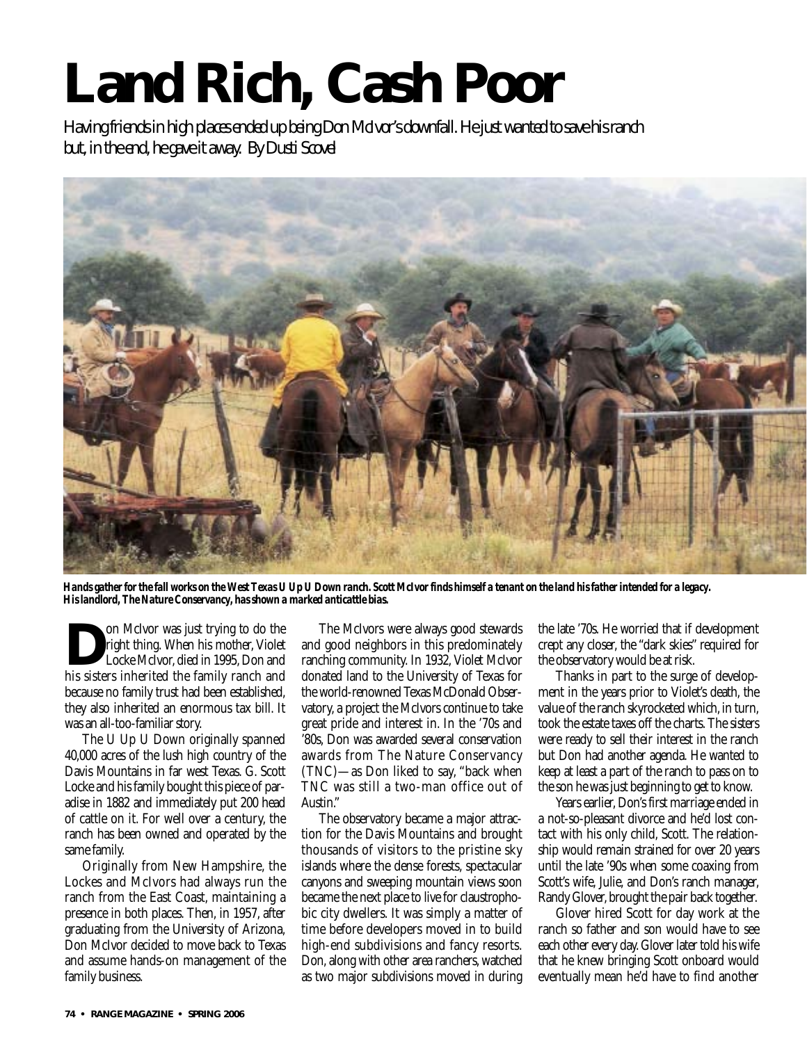# Land Rich, Cash Poor

*Having friends in high places ended up being Don McIvor's downfall. He just wanted to save his ranch but, in the end, he gave it away. By Dusti Scovel*

**Hands gather for the fall works on the West Texas U Up U Down ranch. Scott McIvor finds himself a tenant on the land his father intended for a legacy. His landlord, The Nature Conservancy, has shown a marked anticattle bias.**

Don McIvor was just trying to do the right thing. When his mother, Violet Locke McIvor, died in 1995, Don and his sisters inherited the family ranch and because no family trust had been established, they also inherited an enormous tax bill. It was an all-too-familiar story.

The U Up U Down originally spanned 40,000 acres of the lush high country of the Davis Mountains in far west Texas. G. Scott Locke and his family bought this piece of paradise in 1882 and immediately put 200 head of cattle on it. For well over a century, the ranch has been owned and operated by the same family.

Originally from New Hampshire, the Lockes and McIvors had always run the ranch from the East Coast, maintaining a presence in both places. Then, in 1957, after graduating from the University of Arizona, Don McIvor decided to move back to Texas and assume hands-on management of the family business.

The McIvors were always good stewards and good neighbors in this predominately ranching community. In 1932, Violet McIvor donated land to the University of Texas for the world-renowned Texas McDonald Observatory, a project the McIvors continue to take great pride and interest in. In the '70s and '80s, Don was awarded several conservation awards from The Nature Conservancy (TNC)—as Don liked to say, "back when TNC was still a two-man office out of Austin."

The observatory became a major attraction for the Davis Mountains and brought thousands of visitors to the pristine sky islands where the dense forests, spectacular canyons and sweeping mountain views soon became the next place to live for claustrophobic city dwellers. It was simply a matter of time before developers moved in to build high-end subdivisions and fancy resorts. Don, along with other area ranchers, watched as two major subdivisions moved in during the late '70s. He worried that if development crept any closer, the "dark skies" required for the observatory would be at risk.

Thanks in part to the surge of development in the years prior to Violet's death, the value of the ranch skyrocketed which, in turn, took the estate taxes off the charts. The sisters were ready to sell their interest in the ranch but Don had another agenda. He wanted to keep at least a part of the ranch to pass on to the son he was just beginning to get to know.

Years earlier, Don's first marriage ended in a not-so-pleasant divorce and he'd lost contact with his only child, Scott. The relationship would remain strained for over 20 years until the late '90s when some coaxing from Scott's wife, Julie, and Don's ranch manager, Randy Glover, brought the pair back together.

Glover hired Scott for day work at the ranch so father and son would have to see each other every day. Glover later told his wife that he knew bringing Scott onboard would eventually mean he'd have to find another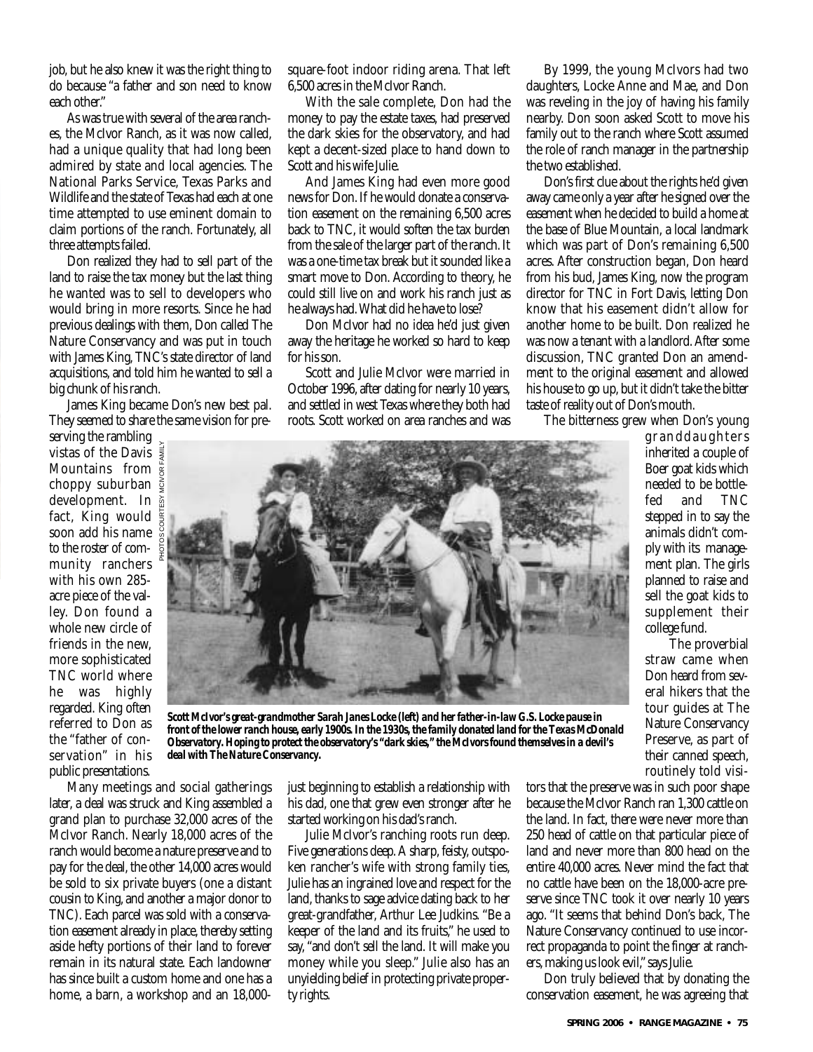job, but he also knew it was the right thing to do because "a father and son need to know each other."

As was true with several of the area ranches, the McIvor Ranch, as it was now called, had a unique quality that had long been admired by state and local agencies. The National Parks Service, Texas Parks and Wildlife and the state of Texas had each at one time attempted to use eminent domain to claim portions of the ranch. Fortunately, all three attempts failed.

Don realized they had to sell part of the land to raise the tax money but the last thing he wanted was to sell to developers who would bring in more resorts. Since he had previous dealings with them, Don called The Nature Conservancy and was put in touch with James King, TNC's state director of land acquisitions, and told him he wanted to sell a big chunk of his ranch.

James King became Don's new best pal. They seemed to share the same vision for preserving the rambling vistas of the Davis Mountains from choppy suburban development. In fact, King would soon add his name to the roster of community ranchers with his own 285-acre piece of the valley. Don found a whole new circle of friends in the new, more sophisticated TNC world where he was highly regarded. King often referred to Don as the "father of conservation" in his public presentations.

Many meetings and social gatherings later, a deal was struck and King assembled a grand plan to purchase 32,000 acres of the McIvor Ranch. Nearly 18,000 acres of the ranch would become a nature preserve and to pay for the deal, the other 14,000 acres would be sold to six private buyers (one a distant cousin to King, and another a major donor to TNC). Each parcel was sold with a conservation easement already in place, thereby setting aside hefty portions of their land to forever remain in its natural state. Each landowner has since built a custom home and one has a home, a barn, a workshop and an 18,000-square-foot indoor riding arena. That left 6,500 acres in the McIvor Ranch.

With the sale complete, Don had the money to pay the estate taxes, had preserved the dark skies for the observatory, and had kept a decent-sized place to hand down to Scott and his wife Julie.

And James King had even more good news for Don. If he would donate a conservation easement on the remaining 6,500 acres back to TNC, it would soften the tax burden from the sale of the larger part of the ranch. It was a one-time tax break but it sounded like a smart move to Don. According to theory, he could still live on and work his ranch just as he always had. What did he have to lose?

Don McIvor had no idea he'd just given away the heritage he worked so hard to keep for his son.

Scott and Julie McIvor were married in October 1996, after dating for nearly 10 years, and settled in west Texas where they both had roots. Scott worked on area ranches and was just beginning to establish a relationship with his dad, one that grew even stronger after he started working on his dad's ranch.

Julie McIvor's ranching roots run deep. Five generations deep. A sharp, feisty, outspoken rancher's wife with strong family ties, Julie has an ingrained love and respect for the land, thanks to sage advice dating back to her great-grandfather, Arthur Lee Judkins. "Be a keeper of the land and its fruits," he used to say, "and don't sell the land. It will make you money while you sleep." Julie also has an unyielding belief in protecting private property rights.

By 1999, the young McIvors had two daughters, Locke Anne and Mae, and Don was reveling in the joy of having his family nearby. Don soon asked Scott to move his family out to the ranch where Scott assumed the role of ranch manager in the partnership the two established.

Don's first clue about the rights he'd given away came only a year after he signed over the easement when he decided to build a home at the base of Blue Mountain, a local landmark which was part of Don's remaining 6,500 acres. After construction began, Don heard from his bud, James King, now the program director for TNC in Fort Davis, letting Don know that his easement didn't allow for another home to be built. Don realized he was now a tenant with a landlord. After some discussion, TNC granted Don an amendment to the original easement and allowed his house to go up, but it didn't take the bitter taste of reality out of Don's mouth.

The bitterness grew when Don's young granddaughters inherited a couple of Boer goat kids which needed to be bottle-fed and TNC stepped in to say the animals didn't comply with its management plan. The girls planned to raise and sell the goat kids to supplement their college fund.

The proverbial straw came when Don heard from several hikers that the tour guides at The Nature Conservancy Preserve, as part of their canned speech, routinely told visitors that the preserve was in such poor shape because the McIvor Ranch ran 1,300 cattle on the land. In fact, there were never more than 250 head of cattle on that particular piece of land and never more than 800 head on the entire 40,000 acres. Never mind the fact that no cattle have been on the 18,000-acre preserve since TNC took it over nearly 10 years ago. "It seems that behind Don's back, The Nature Conservancy continued to use incorrect propaganda to point the finger at ranchers, making us look evil," says Julie.

Don truly believed that by donating the conservation easement, he was agreeing that

PHOTOS COURTESY MCIVOR FAMILY

***Scott McIvor's great-grandmother Sarah James Locke (left) and her father-in-law G.S. Locke pause in front of the lower ranch house, early 1900s. In the 1930s, the family donated land for the Texas McDonald Observatory. Hoping to protect the observatory's "dark skies," the McIvors found themselves in a devil's deal with The Nature Conservancy.***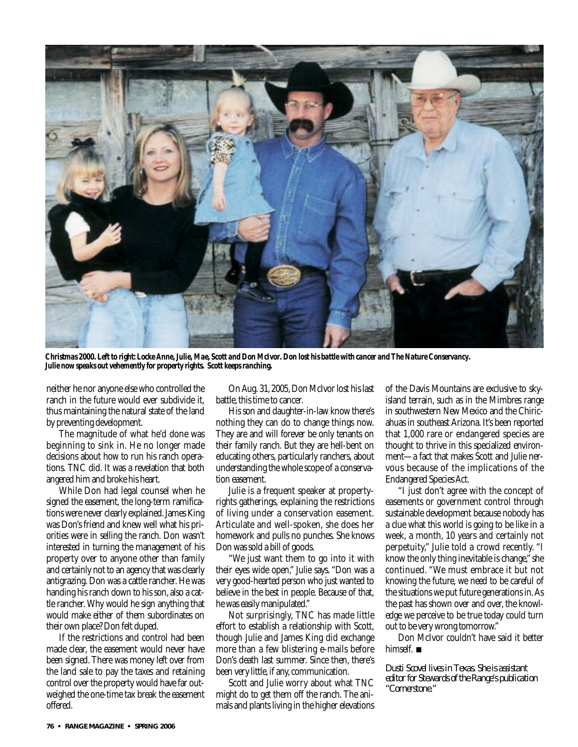**Christmas 2000. Left to right: Locke Anne, Julie, Mae, Scott and Don McIvor. Don lost his battle with cancer and The Nature Conservancy. Julie now speaks out vehemently for property rights. Scott keeps ranching.**

neither he nor anyone else who controlled the ranch in the future would ever subdivide it, thus maintaining the natural state of the land by preventing development.

The magnitude of what he'd done was beginning to sink in. He no longer made decisions about how to run his ranch operations. TNC did. It was a revelation that both angered him and broke his heart.

While Don had legal counsel when he signed the easement, the long-term ramifications were never clearly explained. James King was Don's friend and knew well what his priorities were in selling the ranch. Don wasn't interested in turning the management of his property over to anyone other than family and certainly not to an agency that was clearly antigrazing. Don was a cattle rancher. He was handing his ranch down to his son, also a cattle rancher. Why would he sign anything that would make either of them subordinates on their own place? Don felt duped.

If the restrictions and control had been made clear, the easement would never have been signed. There was money left over from the land sale to pay the taxes and retaining control over the property would have far outweighed the one-time tax break the easement offered.

On Aug. 31, 2005, Don McIvor lost his last battle, this time to cancer.

His son and daughter-in-law know there's nothing they can do to change things now. They are and will forever be only tenants on their family ranch. But they are hell-bent on educating others, particularly ranchers, about understanding the whole scope of a conservation easement.

Julie is a frequent speaker at property-rights gatherings, explaining the restrictions of living under a conservation easement. Articulate and well-spoken, she does her homework and pulls no punches. She knows Don was sold a bill of goods.

"We just want them to go into it with their eyes wide open," Julie says. "Don was a very good-hearted person who just wanted to believe in the best in people. Because of that, he was easily manipulated."

Not surprisingly, TNC has made little effort to establish a relationship with Scott, though Julie and James King did exchange more than a few blistering e-mails before Don's death last summer. Since then, there's been very little, if any, communication.

Scott and Julie worry about what TNC might do to get them off the ranch. The animals and plants living in the higher elevations of the Davis Mountains are exclusive to sky-island terrain, such as in the Mimbres range in southwestern New Mexico and the Chiricahuas in southeast Arizona. It's been reported that 1,000 rare or endangered species are thought to thrive in this specialized environment—a fact that makes Scott and Julie nervous because of the implications of the Endangered Species Act.

"I just don't agree with the concept of easements or government control through sustainable development because nobody has a clue what this world is going to be like in a week, a month, 10 years and certainly not perpetuity," Julie told a crowd recently. "I know the only thing inevitable is change," she continued. "We must embrace it but not knowing the future, we need to be careful of the situations we put future generations in. As the past has shown over and over, the knowledge we perceive to be true today could turn out to be very wrong tomorrow."

Don McIvor couldn't have said it better himself. ■

*Dusti Scovel lives in Texas. She is assistant editor for Stewards of the Range's publication "Cornerstone."*